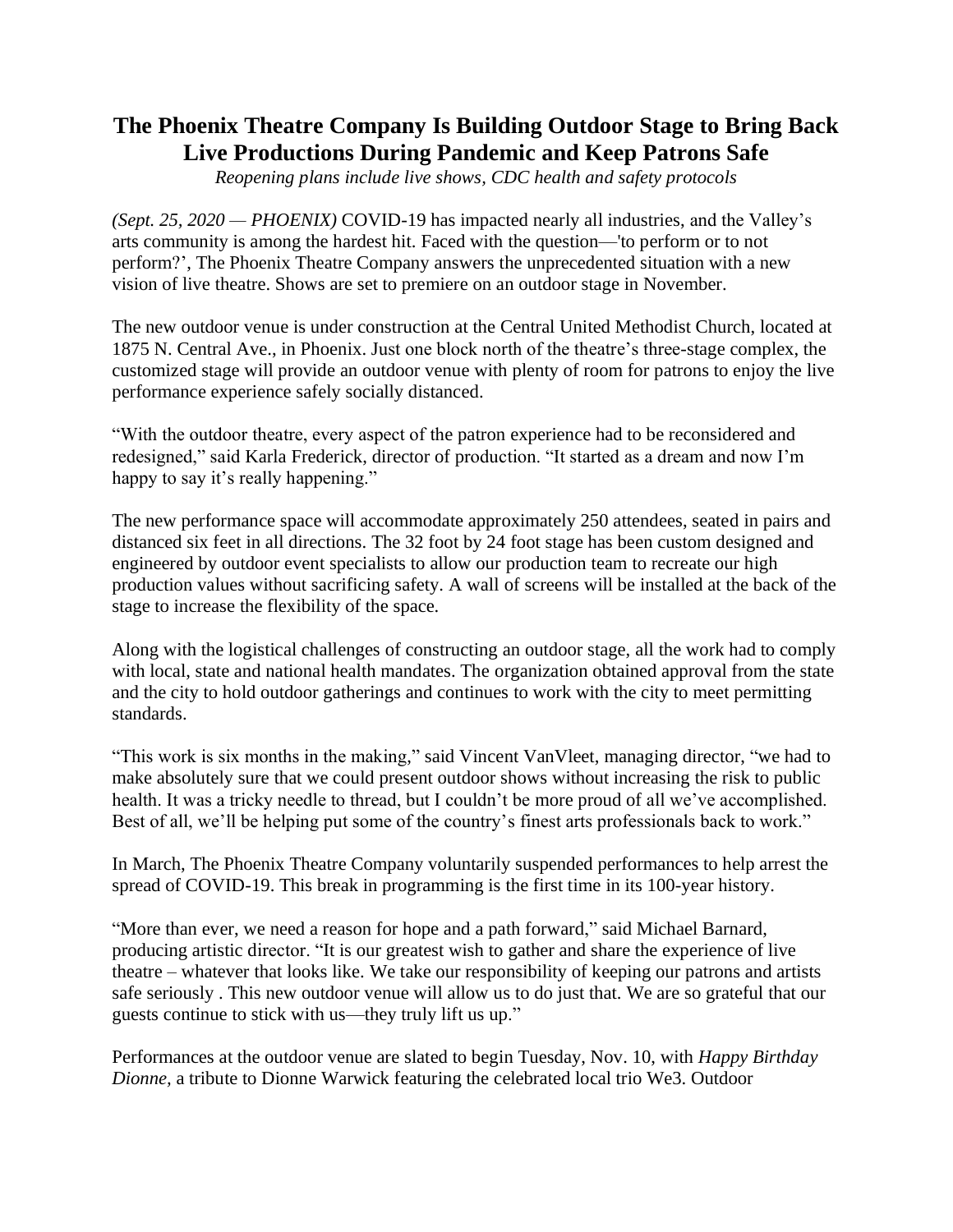# The Phoenix Theatre Company Is Building Outdoor Stage to Bring Back Live Productions During Pandemic and Keep Patrons Safe

*Reopening plans include live shows, CDC health and safety protocols*

*(Sept. 25, 2020 — PHOENIX)* COVID-19 has impacted nearly all industries, and the Valley's arts community is among the hardest hit. Faced with the question—'to perform or to not perform?', The Phoenix Theatre Company answers the unprecedented situation with a new vision of live theatre. Shows are set to premiere on an outdoor stage in November.

The new outdoor venue is under construction at the Central United Methodist Church, located at 1875 N. Central Ave., in Phoenix. Just one block north of the theatre's three-stage complex, the customized stage will provide an outdoor venue with plenty of room for patrons to enjoy the live performance experience safely socially distanced.

"With the outdoor theatre, every aspect of the patron experience had to be reconsidered and redesigned," said Karla Frederick, director of production. "It started as a dream and now I'm happy to say it's really happening."

The new performance space will accommodate approximately 250 attendees, seated in pairs and distanced six feet in all directions. The 32 foot by 24 foot stage has been custom designed and engineered by outdoor event specialists to allow our production team to recreate our high production values without sacrificing safety. A wall of screens will be installed at the back of the stage to increase the flexibility of the space.

Along with the logistical challenges of constructing an outdoor stage, all the work had to comply with local, state and national health mandates. The organization obtained approval from the state and the city to hold outdoor gatherings and continues to work with the city to meet permitting standards.

"This work is six months in the making," said Vincent VanVleet, managing director, "we had to make absolutely sure that we could present outdoor shows without increasing the risk to public health. It was a tricky needle to thread, but I couldn't be more proud of all we've accomplished. Best of all, we'll be helping put some of the country's finest arts professionals back to work."

In March, The Phoenix Theatre Company voluntarily suspended performances to help arrest the spread of COVID-19. This break in programming is the first time in its 100-year history.

"More than ever, we need a reason for hope and a path forward," said Michael Barnard, producing artistic director. "It is our greatest wish to gather and share the experience of live theatre – whatever that looks like. We take our responsibility of keeping our patrons and artists safe seriously . This new outdoor venue will allow us to do just that. We are so grateful that our guests continue to stick with us—they truly lift us up."

Performances at the outdoor venue are slated to begin Tuesday, Nov. 10, with *Happy Birthday Dionne,* a tribute to Dionne Warwick featuring the celebrated local trio We3. Outdoor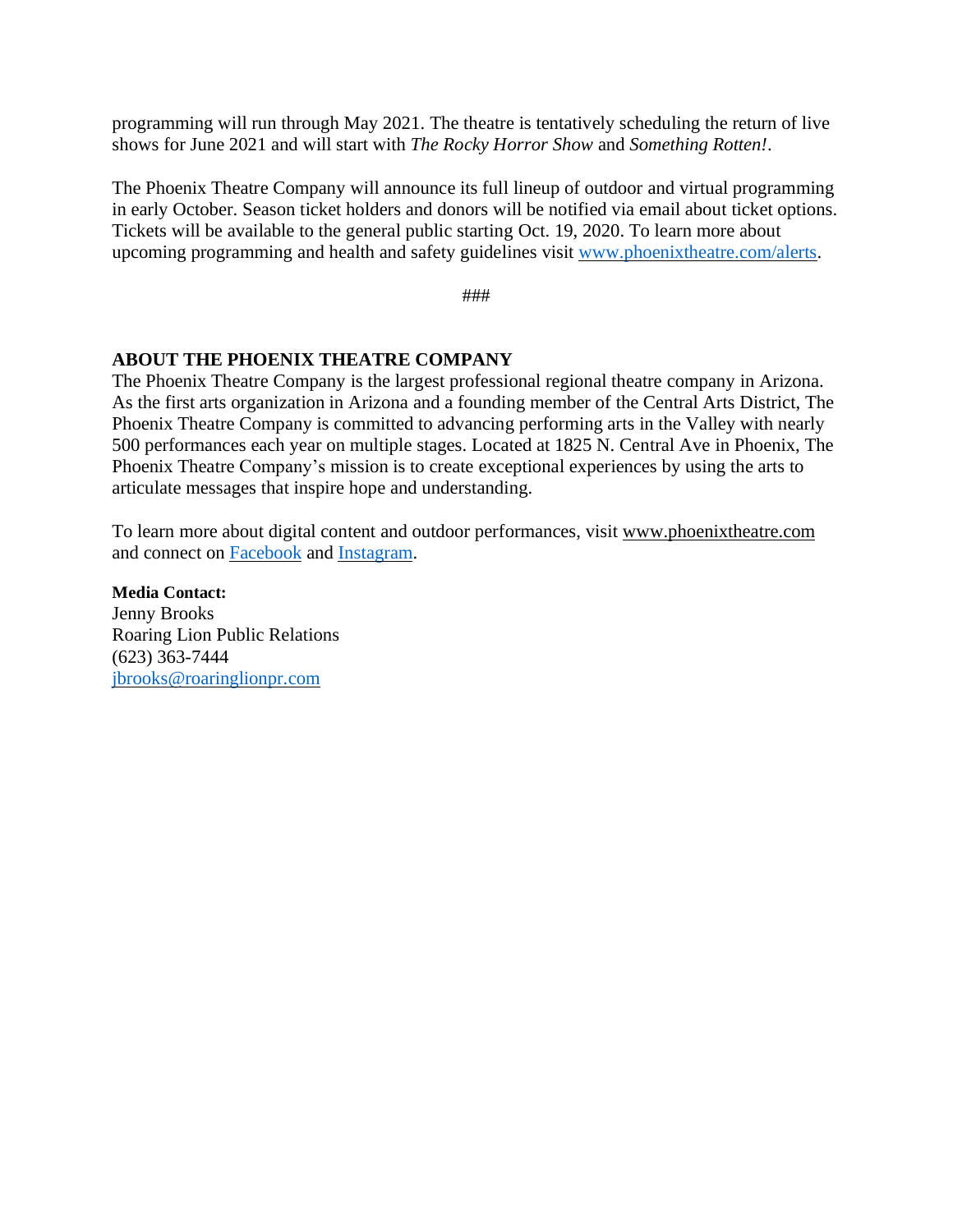programming will run through May 2021. The theatre is tentatively scheduling the return of live shows for June 2021 and will start with *The Rocky Horror Show* and *Something Rotten!*.

The Phoenix Theatre Company will announce its full lineup of outdoor and virtual programming in early October. Season ticket holders and donors will be notified via email about ticket options. Tickets will be available to the general public starting Oct. 19, 2020. To learn more about upcoming programming and health and safety guidelines visit [www.phoenixtheatre.com/alerts](www.phoenixtheatre.com/alerts).

###

**ABOUT THE PHOENIX THEATRE COMPANY**

The Phoenix Theatre Company is the largest professional regional theatre company in Arizona. As the first arts organization in Arizona and a founding member of the Central Arts District, The Phoenix Theatre Company is committed to advancing performing arts in the Valley with nearly 500 performances each year on multiple stages. Located at 1825 N. Central Ave in Phoenix, The Phoenix Theatre Company's mission is to create exceptional experiences by using the arts to articulate messages that inspire hope and understanding.

To learn more about digital content and outdoor performances, visit www.phoenixtheatre.com and connect on Facebook and Instagram.

**Media Contact:**
Jenny Brooks
Roaring Lion Public Relations
(623) 363-7444
jbrooks@roaringlionpr.com